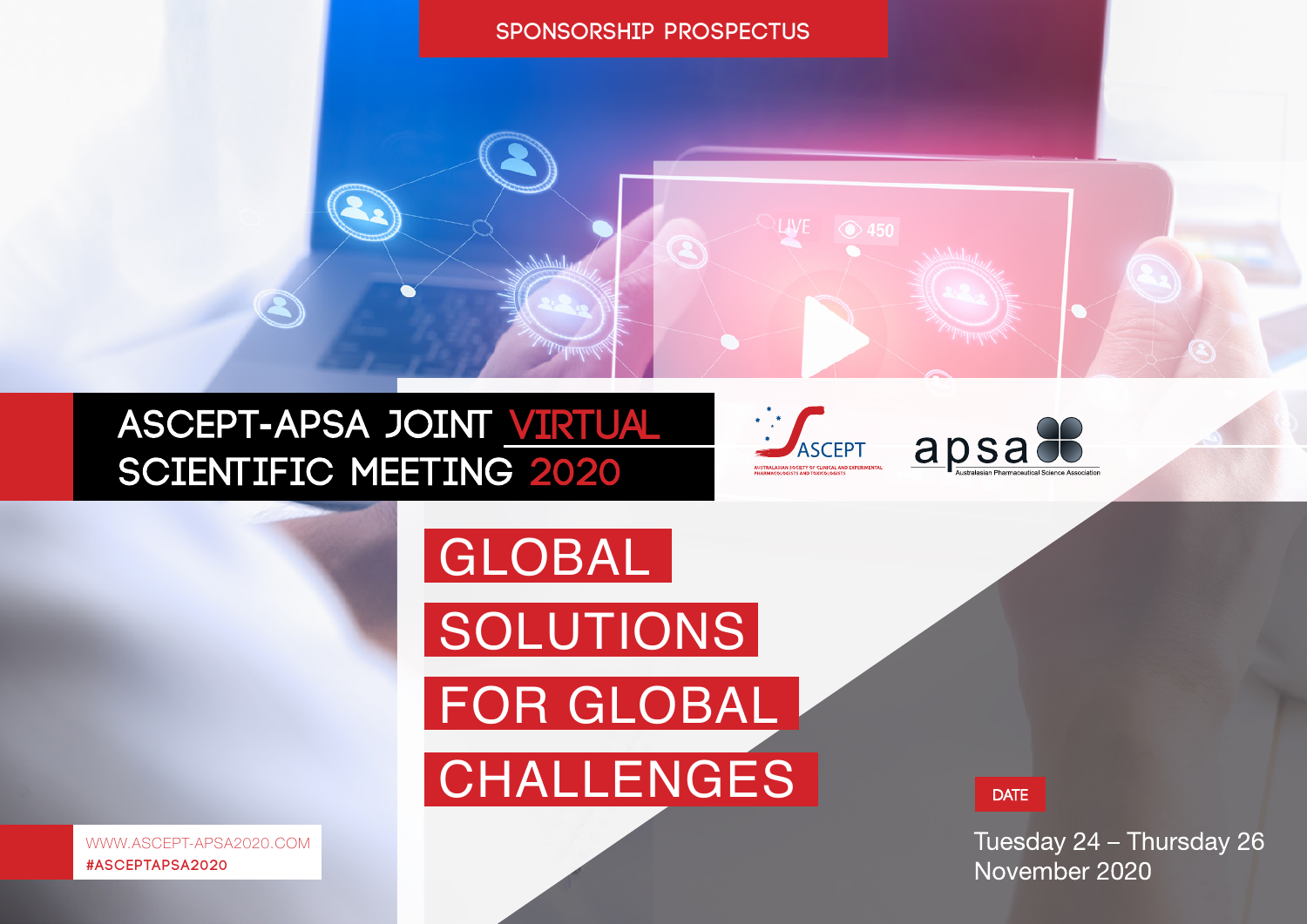SPONSORSHIP PROSPECTUS

# ASCEPT-APSA JOINT VIRTUAL SCIENTIFIC MEETING 2020

ASCEPT — Australasian Society of Clinical and Experimental Pharmacologists and Toxicologists

apsa — Australasian Pharmaceutical Science Association

## GLOBAL SOLUTIONS FOR GLOBAL CHALLENGES

**DATE**

Tuesday 24 – Thursday 26 November 2020

WWW.ASCEPT-APSA2020.COM

**#ASCEPTAPSA2020**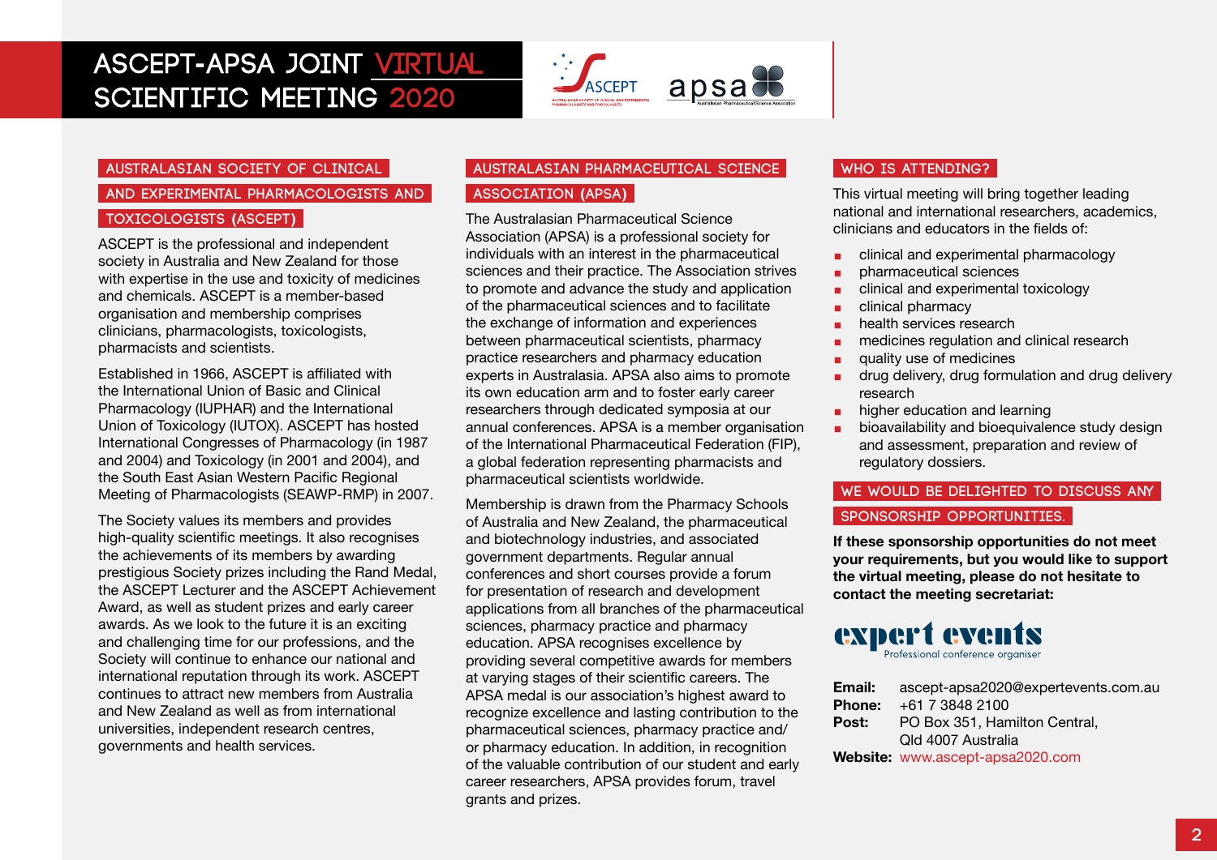# ASCEPT-APSA JOINT VIRTUAL SCIENTIFIC MEETING 2020

## AUSTRALASIAN SOCIETY OF CLINICAL AND EXPERIMENTAL PHARMACOLOGISTS AND TOXICOLOGISTS (ASCEPT)

ASCEPT is the professional and independent society in Australia and New Zealand for those with expertise in the use and toxicity of medicines and chemicals. ASCEPT is a member-based organisation and membership comprises clinicians, pharmacologists, toxicologists, pharmacists and scientists.

Established in 1966, ASCEPT is affiliated with the International Union of Basic and Clinical Pharmacology (IUPHAR) and the International Union of Toxicology (IUTOX). ASCEPT has hosted International Congresses of Pharmacology (in 1987 and 2004) and Toxicology (in 2001 and 2004), and the South East Asian Western Pacific Regional Meeting of Pharmacologists (SEAWP-RMP) in 2007.

The Society values its members and provides high-quality scientific meetings. It also recognises the achievements of its members by awarding prestigious Society prizes including the Rand Medal, the ASCEPT Lecturer and the ASCEPT Achievement Award, as well as student prizes and early career awards. As we look to the future it is an exciting and challenging time for our professions, and the Society will continue to enhance our national and international reputation through its work. ASCEPT continues to attract new members from Australia and New Zealand as well as from international universities, independent research centres, governments and health services.

## AUSTRALASIAN PHARMACEUTICAL SCIENCE ASSOCIATION (APSA)

The Australasian Pharmaceutical Science Association (APSA) is a professional society for individuals with an interest in the pharmaceutical sciences and their practice. The Association strives to promote and advance the study and application of the pharmaceutical sciences and to facilitate the exchange of information and experiences between pharmaceutical scientists, pharmacy practice researchers and pharmacy education experts in Australasia. APSA also aims to promote its own education arm and to foster early career researchers through dedicated symposia at our annual conferences. APSA is a member organisation of the International Pharmaceutical Federation (FIP), a global federation representing pharmacists and pharmaceutical scientists worldwide.

Membership is drawn from the Pharmacy Schools of Australia and New Zealand, the pharmaceutical and biotechnology industries, and associated government departments. Regular annual conferences and short courses provide a forum for presentation of research and development applications from all branches of the pharmaceutical sciences, pharmacy practice and pharmacy education. APSA recognises excellence by providing several competitive awards for members at varying stages of their scientific careers. The APSA medal is our association's highest award to recognize excellence and lasting contribution to the pharmaceutical sciences, pharmacy practice and/or pharmacy education. In addition, in recognition of the valuable contribution of our student and early career researchers, APSA provides forum, travel grants and prizes.

## WHO IS ATTENDING?

This virtual meeting will bring together leading national and international researchers, academics, clinicians and educators in the fields of:

- clinical and experimental pharmacology
- pharmaceutical sciences
- clinical and experimental toxicology
- clinical pharmacy
- health services research
- medicines regulation and clinical research
- quality use of medicines
- drug delivery, drug formulation and drug delivery research
- higher education and learning
- bioavailability and bioequivalence study design and assessment, preparation and review of regulatory dossiers.

## WE WOULD BE DELIGHTED TO DISCUSS ANY SPONSORSHIP OPPORTUNITIES.

**If these sponsorship opportunities do not meet your requirements, but you would like to support the virtual meeting, please do not hesitate to contact the meeting secretariat:**

expert events
Professional conference organiser

**Email:** ascept-apsa2020@expertevents.com.au
**Phone:** +61 7 3848 2100
**Post:** PO Box 351, Hamilton Central, Qld 4007 Australia
**Website:** www.ascept-apsa2020.com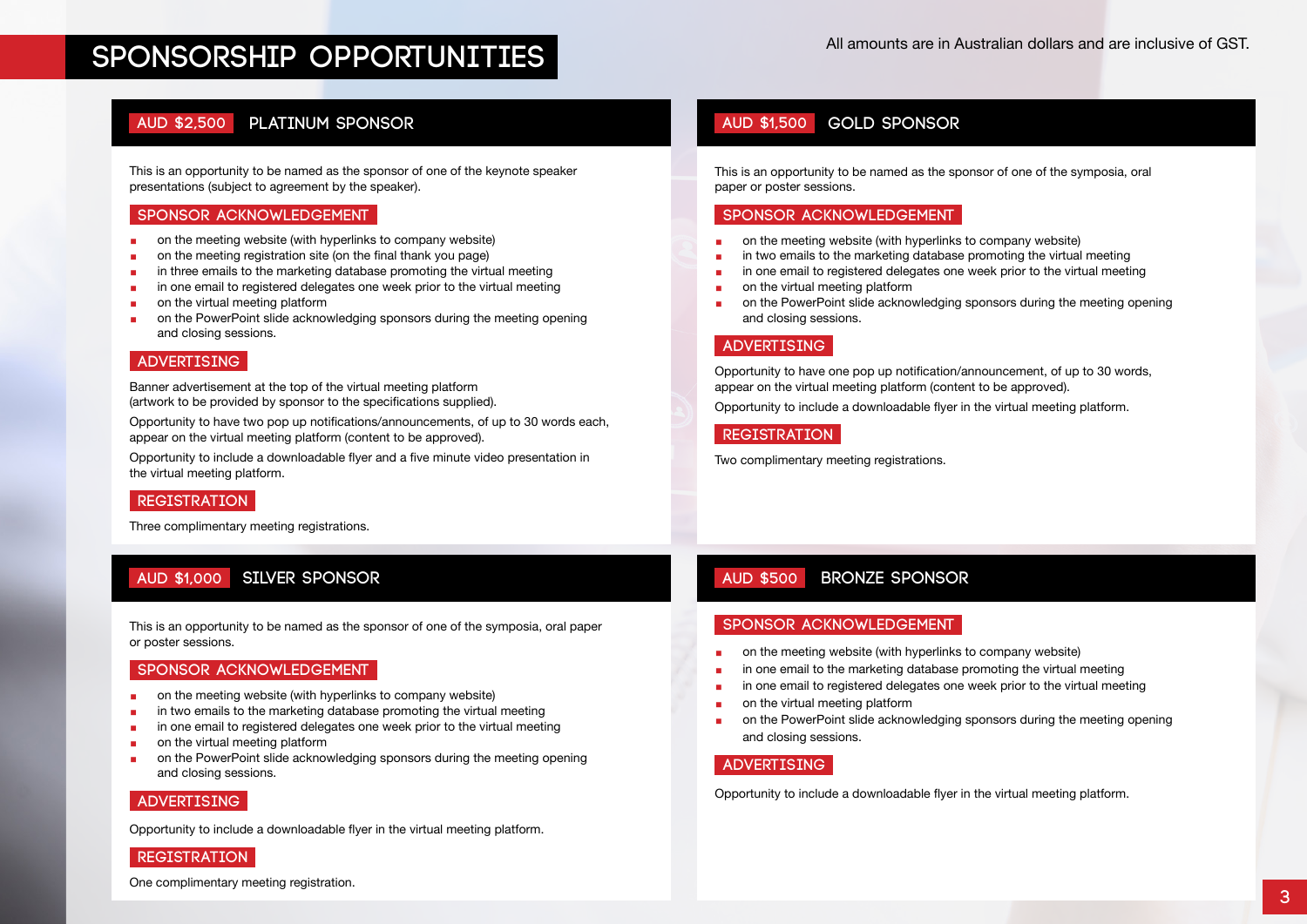# SPONSORSHIP OPPORTUNITIES

All amounts are in Australian dollars and are inclusive of GST.

## AUD $2,500 PLATINUM SPONSOR

This is an opportunity to be named as the sponsor of one of the keynote speaker presentations (subject to agreement by the speaker).

### SPONSOR ACKNOWLEDGEMENT

- on the meeting website (with hyperlinks to company website)
- on the meeting registration site (on the final thank you page)
- in three emails to the marketing database promoting the virtual meeting
- in one email to registered delegates one week prior to the virtual meeting
- on the virtual meeting platform
- on the PowerPoint slide acknowledging sponsors during the meeting opening and closing sessions.

### ADVERTISING

Banner advertisement at the top of the virtual meeting platform (artwork to be provided by sponsor to the specifications supplied).

Opportunity to have two pop up notifications/announcements, of up to 30 words each, appear on the virtual meeting platform (content to be approved).

Opportunity to include a downloadable flyer and a five minute video presentation in the virtual meeting platform.

### REGISTRATION

Three complimentary meeting registrations.

## AUD $1,500 GOLD SPONSOR

This is an opportunity to be named as the sponsor of one of the symposia, oral paper or poster sessions.

### SPONSOR ACKNOWLEDGEMENT

- on the meeting website (with hyperlinks to company website)
- in two emails to the marketing database promoting the virtual meeting
- in one email to registered delegates one week prior to the virtual meeting
- on the virtual meeting platform
- on the PowerPoint slide acknowledging sponsors during the meeting opening and closing sessions.

### ADVERTISING

Opportunity to have one pop up notification/announcement, of up to 30 words, appear on the virtual meeting platform (content to be approved).

Opportunity to include a downloadable flyer in the virtual meeting platform.

### REGISTRATION

Two complimentary meeting registrations.

## AUD $1,000 SILVER SPONSOR

This is an opportunity to be named as the sponsor of one of the symposia, oral paper or poster sessions.

### SPONSOR ACKNOWLEDGEMENT

- on the meeting website (with hyperlinks to company website)
- in two emails to the marketing database promoting the virtual meeting
- in one email to registered delegates one week prior to the virtual meeting
- on the virtual meeting platform
- on the PowerPoint slide acknowledging sponsors during the meeting opening and closing sessions.

### ADVERTISING

Opportunity to include a downloadable flyer in the virtual meeting platform.

### REGISTRATION

One complimentary meeting registration.

## AUD $500 BRONZE SPONSOR

### SPONSOR ACKNOWLEDGEMENT

- on the meeting website (with hyperlinks to company website)
- in one email to the marketing database promoting the virtual meeting
- in one email to registered delegates one week prior to the virtual meeting
- on the virtual meeting platform
- on the PowerPoint slide acknowledging sponsors during the meeting opening and closing sessions.

### ADVERTISING

Opportunity to include a downloadable flyer in the virtual meeting platform.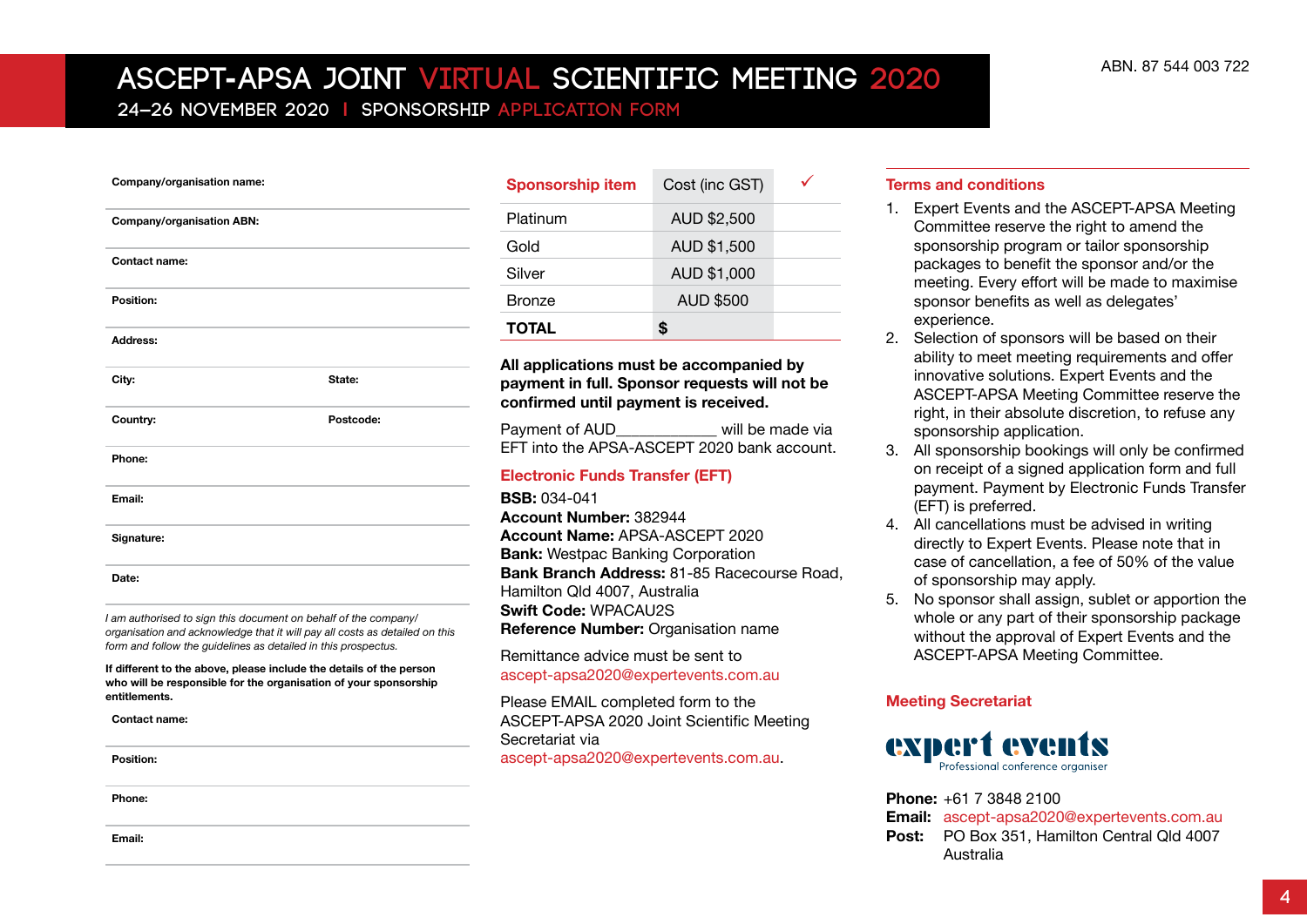# ASCEPT-APSA JOINT VIRTUAL SCIENTIFIC MEETING 2020

## 24–26 NOVEMBER 2020 | SPONSORSHIP APPLICATION FORM

ABN. 87 544 003 722

**Company/organisation name:**

**Company/organisation ABN:**

**Contact name:**

**Position:**

**Address:**

**City:** **State:**

**Country:** **Postcode:**

**Phone:**

**Email:**

**Signature:**

**Date:**

*I am authorised to sign this document on behalf of the company/organisation and acknowledge that it will pay all costs as detailed on this form and follow the guidelines as detailed in this prospectus.*

**If different to the above, please include the details of the person who will be responsible for the organisation of your sponsorship entitlements.**

**Contact name:**

**Position:**

**Phone:**

**Email:**

| Sponsorship item | Cost (inc GST) | ✓ |
| --- | --- | --- |
| Platinum | AUD $2,500 | |
| Gold | AUD $1,500 | |
| Silver | AUD $1,000 | |
| Bronze | AUD $500 | |
| **TOTAL** | **$** | |

**All applications must be accompanied by payment in full. Sponsor requests will not be confirmed until payment is received.**

Payment of AUD____________ will be made via EFT into the APSA-ASCEPT 2020 bank account.

### Electronic Funds Transfer (EFT)

**BSB:** 034-041
**Account Number:** 382944
**Account Name:** APSA-ASCEPT 2020
**Bank:** Westpac Banking Corporation
**Bank Branch Address:** 81-85 Racecourse Road, Hamilton Qld 4007, Australia
**Swift Code:** WPACAU2S
**Reference Number:** Organisation name

Remittance advice must be sent to ascept-apsa2020@expertevents.com.au

Please EMAIL completed form to the ASCEPT-APSA 2020 Joint Scientific Meeting Secretariat via ascept-apsa2020@expertevents.com.au.

### Terms and conditions

1. Expert Events and the ASCEPT-APSA Meeting Committee reserve the right to amend the sponsorship program or tailor sponsorship packages to benefit the sponsor and/or the meeting. Every effort will be made to maximise sponsor benefits as well as delegates' experience.
2. Selection of sponsors will be based on their ability to meet meeting requirements and offer innovative solutions. Expert Events and the ASCEPT-APSA Meeting Committee reserve the right, in their absolute discretion, to refuse any sponsorship application.
3. All sponsorship bookings will only be confirmed on receipt of a signed application form and full payment. Payment by Electronic Funds Transfer (EFT) is preferred.
4. All cancellations must be advised in writing directly to Expert Events. Please note that in case of cancellation, a fee of 50% of the value of sponsorship may apply.
5. No sponsor shall assign, sublet or apportion the whole or any part of their sponsorship package without the approval of Expert Events and the ASCEPT-APSA Meeting Committee.

### Meeting Secretariat

expert events
Professional conference organiser

**Phone:** +61 7 3848 2100
**Email:** ascept-apsa2020@expertevents.com.au
**Post:** PO Box 351, Hamilton Central Qld 4007 Australia